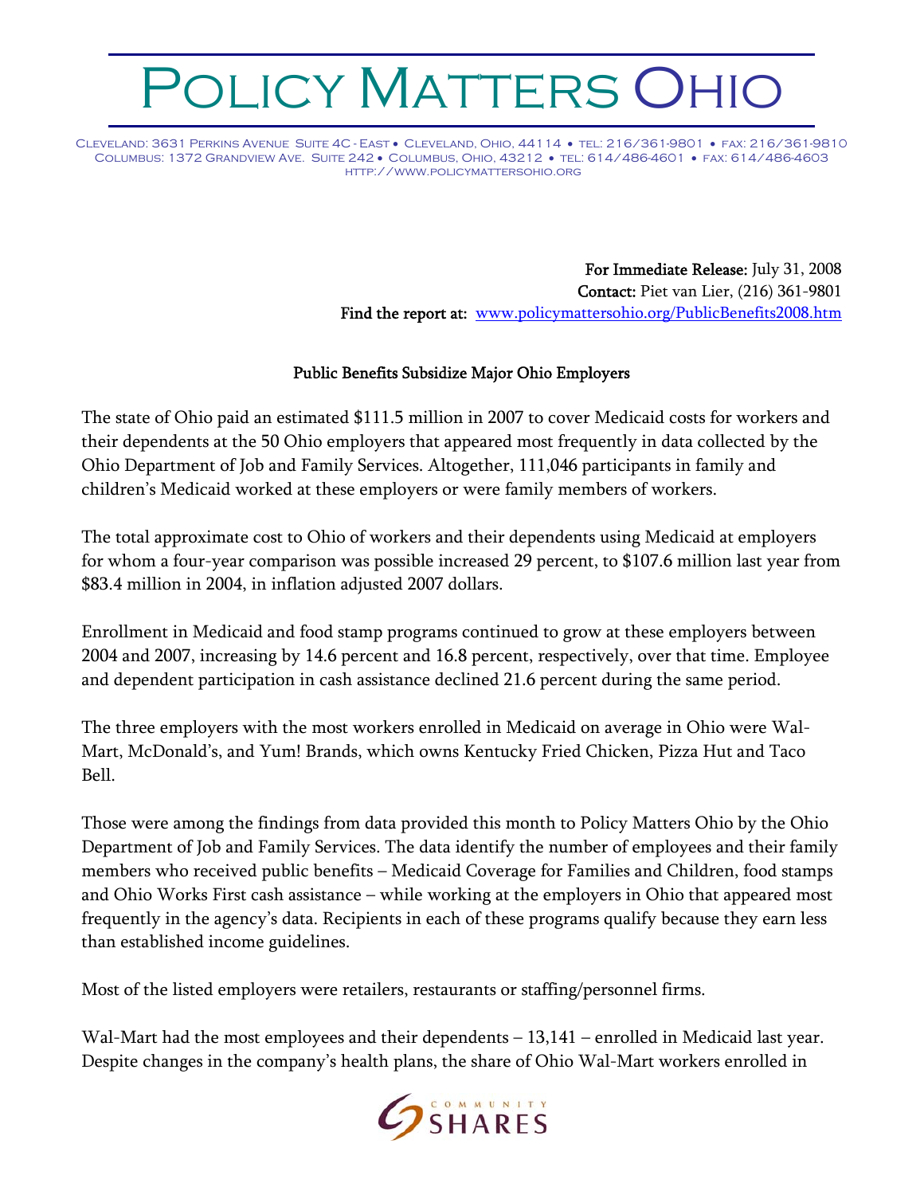# POLICY MATTERS OHIO

Cleveland: 3631 Perkins Avenue Suite 4C - East • Cleveland, Ohio, 44114 • tel: 216/361-9801 • fax: 216/361-9810
Columbus: 1372 Grandview Ave. Suite 242 • Columbus, Ohio, 43212 • tel: 614/486-4601 • fax: 614/486-4603
http://www.policymattersohio.org

**For Immediate Release:** July 31, 2008
**Contact:** Piet van Lier, (216) 361-9801
**Find the report at:** [www.policymattersohio.org/PublicBenefits2008.htm](http://www.policymattersohio.org/PublicBenefits2008.htm)

### Public Benefits Subsidize Major Ohio Employers

The state of Ohio paid an estimated $111.5 million in 2007 to cover Medicaid costs for workers and their dependents at the 50 Ohio employers that appeared most frequently in data collected by the Ohio Department of Job and Family Services. Altogether, 111,046 participants in family and children's Medicaid worked at these employers or were family members of workers.

The total approximate cost to Ohio of workers and their dependents using Medicaid at employers for whom a four-year comparison was possible increased 29 percent, to $107.6 million last year from $83.4 million in 2004, in inflation adjusted 2007 dollars.

Enrollment in Medicaid and food stamp programs continued to grow at these employers between 2004 and 2007, increasing by 14.6 percent and 16.8 percent, respectively, over that time. Employee and dependent participation in cash assistance declined 21.6 percent during the same period.

The three employers with the most workers enrolled in Medicaid on average in Ohio were Wal-Mart, McDonald's, and Yum! Brands, which owns Kentucky Fried Chicken, Pizza Hut and Taco Bell.

Those were among the findings from data provided this month to Policy Matters Ohio by the Ohio Department of Job and Family Services. The data identify the number of employees and their family members who received public benefits – Medicaid Coverage for Families and Children, food stamps and Ohio Works First cash assistance – while working at the employers in Ohio that appeared most frequently in the agency's data. Recipients in each of these programs qualify because they earn less than established income guidelines.

Most of the listed employers were retailers, restaurants or staffing/personnel firms.

Wal-Mart had the most employees and their dependents – 13,141 – enrolled in Medicaid last year. Despite changes in the company's health plans, the share of Ohio Wal-Mart workers enrolled in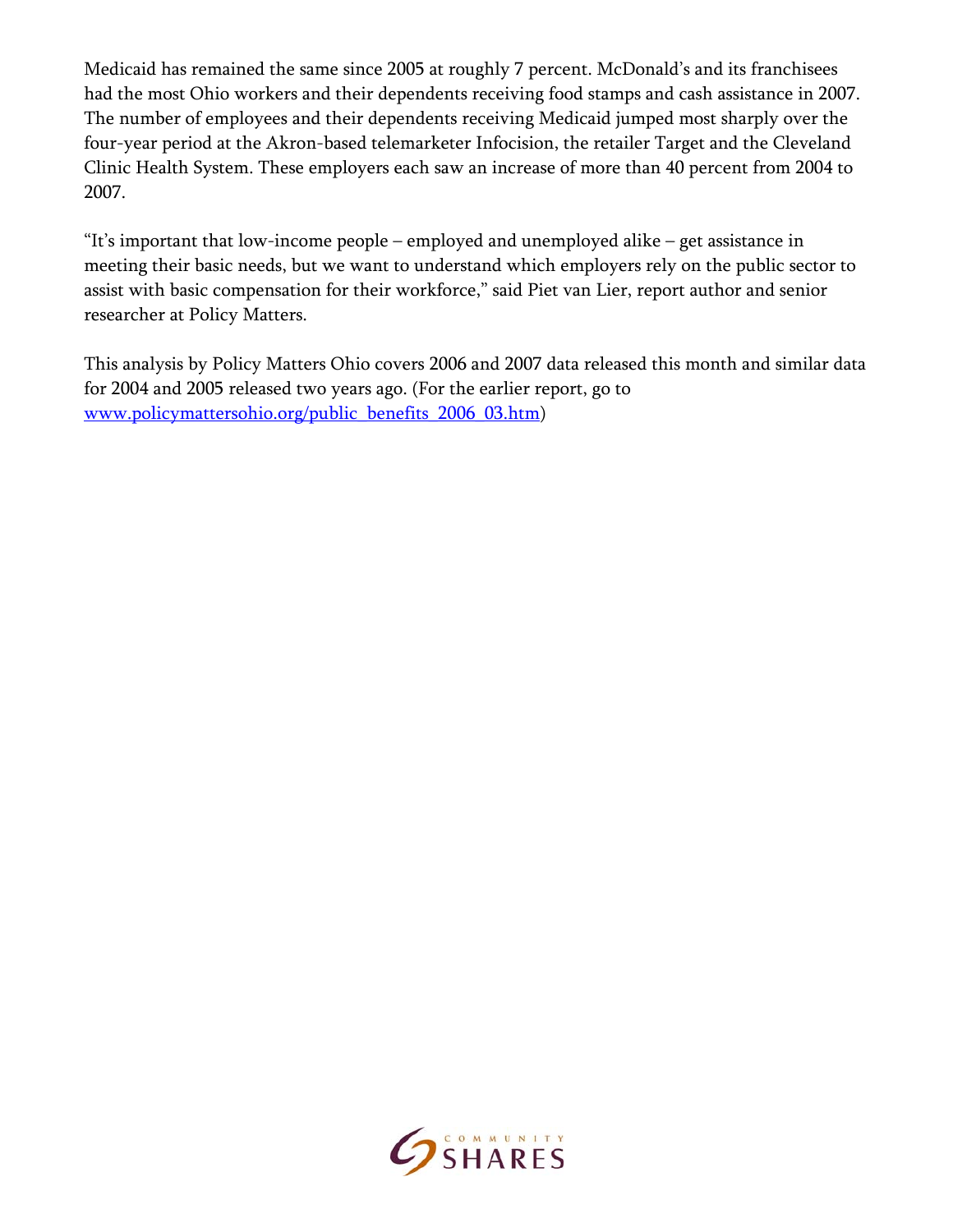Medicaid has remained the same since 2005 at roughly 7 percent. McDonald's and its franchisees had the most Ohio workers and their dependents receiving food stamps and cash assistance in 2007. The number of employees and their dependents receiving Medicaid jumped most sharply over the four-year period at the Akron-based telemarketer Infocision, the retailer Target and the Cleveland Clinic Health System. These employers each saw an increase of more than 40 percent from 2004 to 2007.

"It's important that low-income people – employed and unemployed alike – get assistance in meeting their basic needs, but we want to understand which employers rely on the public sector to assist with basic compensation for their workforce," said Piet van Lier, report author and senior researcher at Policy Matters.

This analysis by Policy Matters Ohio covers 2006 and 2007 data released this month and similar data for 2004 and 2005 released two years ago. (For the earlier report, go to [www.policymattersohio.org/public_benefits_2006_03.htm](www.policymattersohio.org/public_benefits_2006_03.htm))

COMMUNITY SHARES